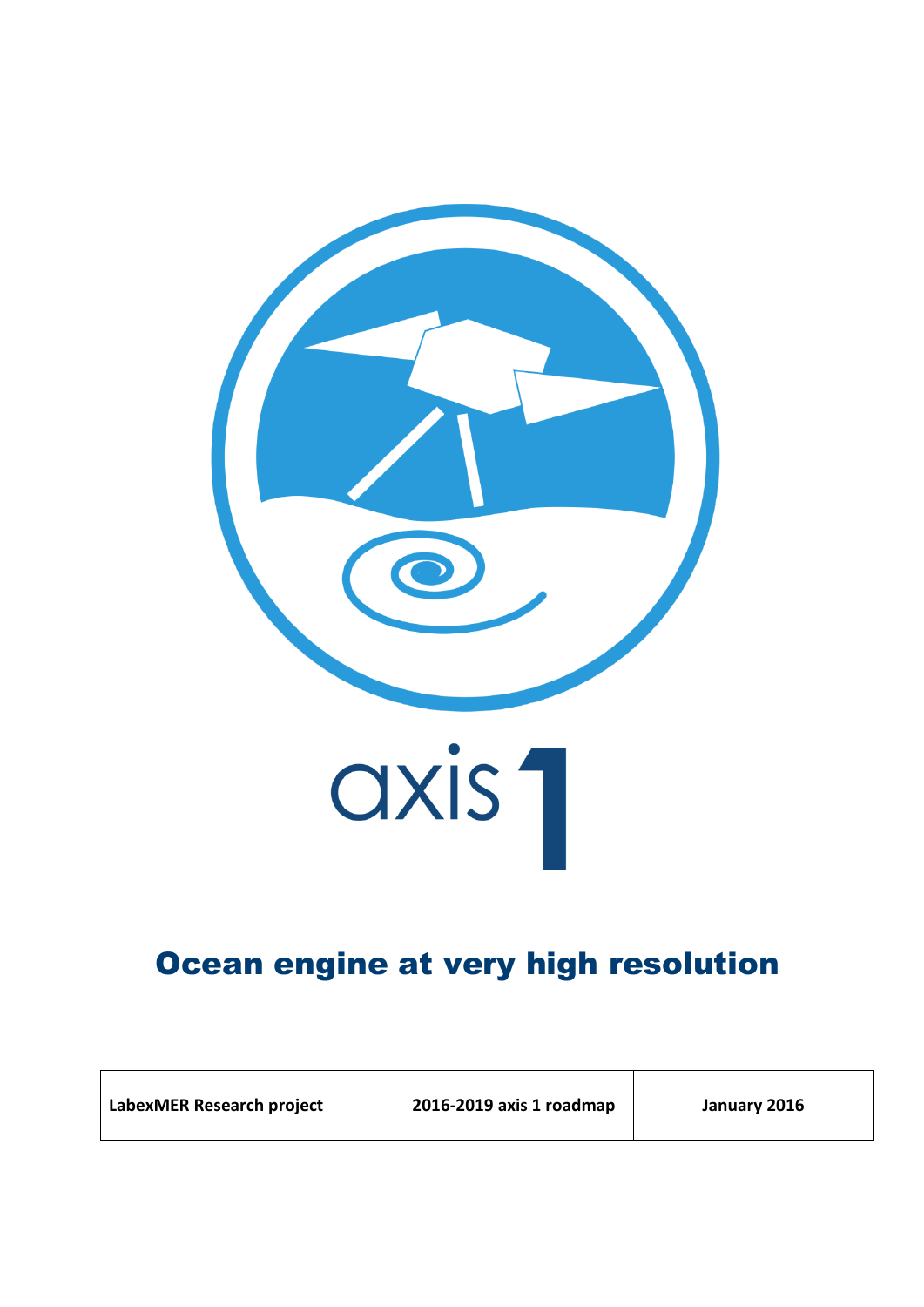axis 1

# Ocean engine at very high resolution

| LabexMER Research project | 2016-2019 axis 1 roadmap | January 2016 |
|---|---|---|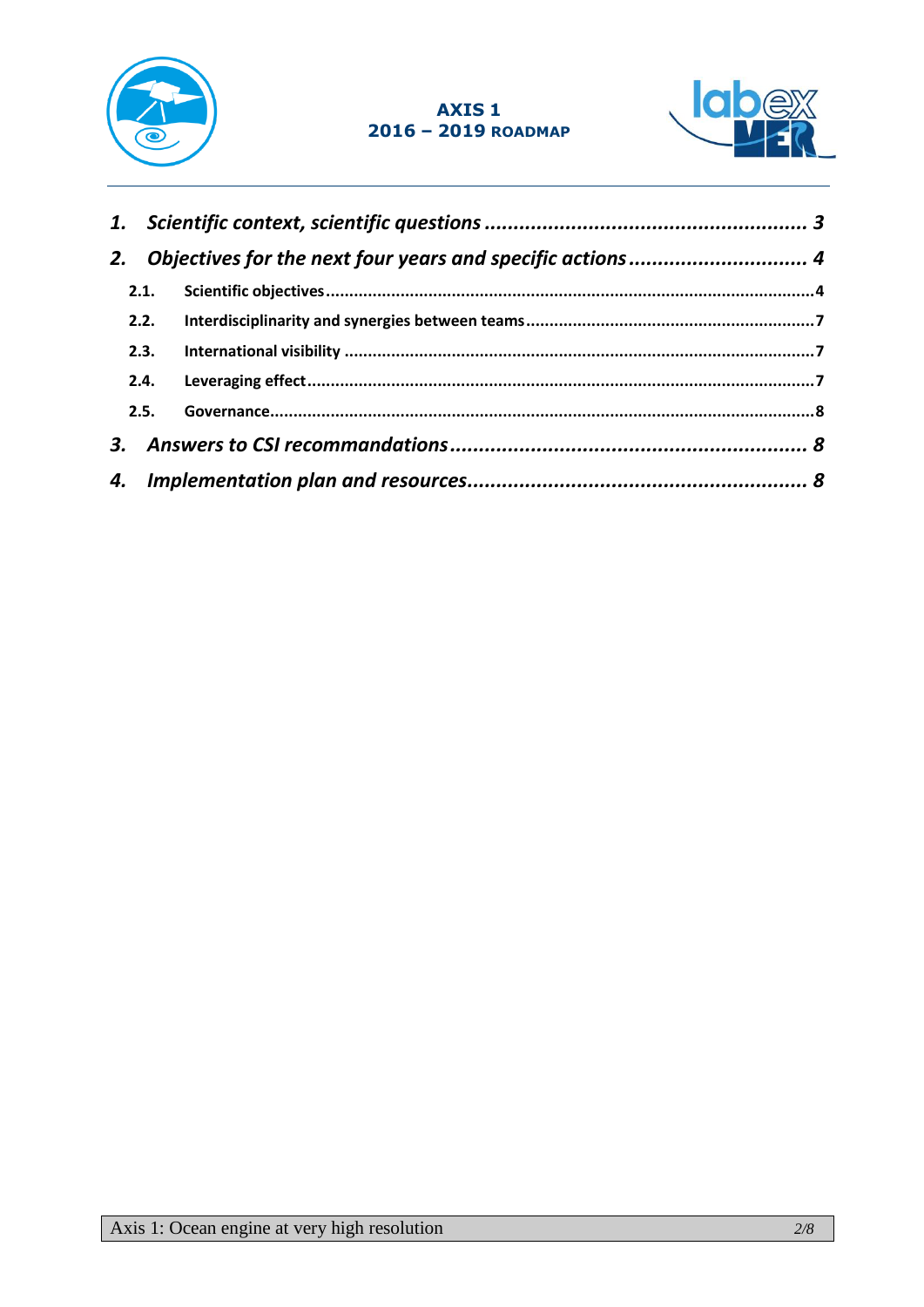1. *Scientific context, scientific questions* ........ 3
2. *Objectives for the next four years and specific actions* ........ 4
   - 2.1. Scientific objectives ........ 4
   - 2.2. Interdisciplinarity and synergies between teams ........ 7
   - 2.3. International visibility ........ 7
   - 2.4. Leveraging effect ........ 7
   - 2.5. Governance ........ 8
3. *Answers to CSI recommandations* ........ 8
4. *Implementation plan and resources* ........ 8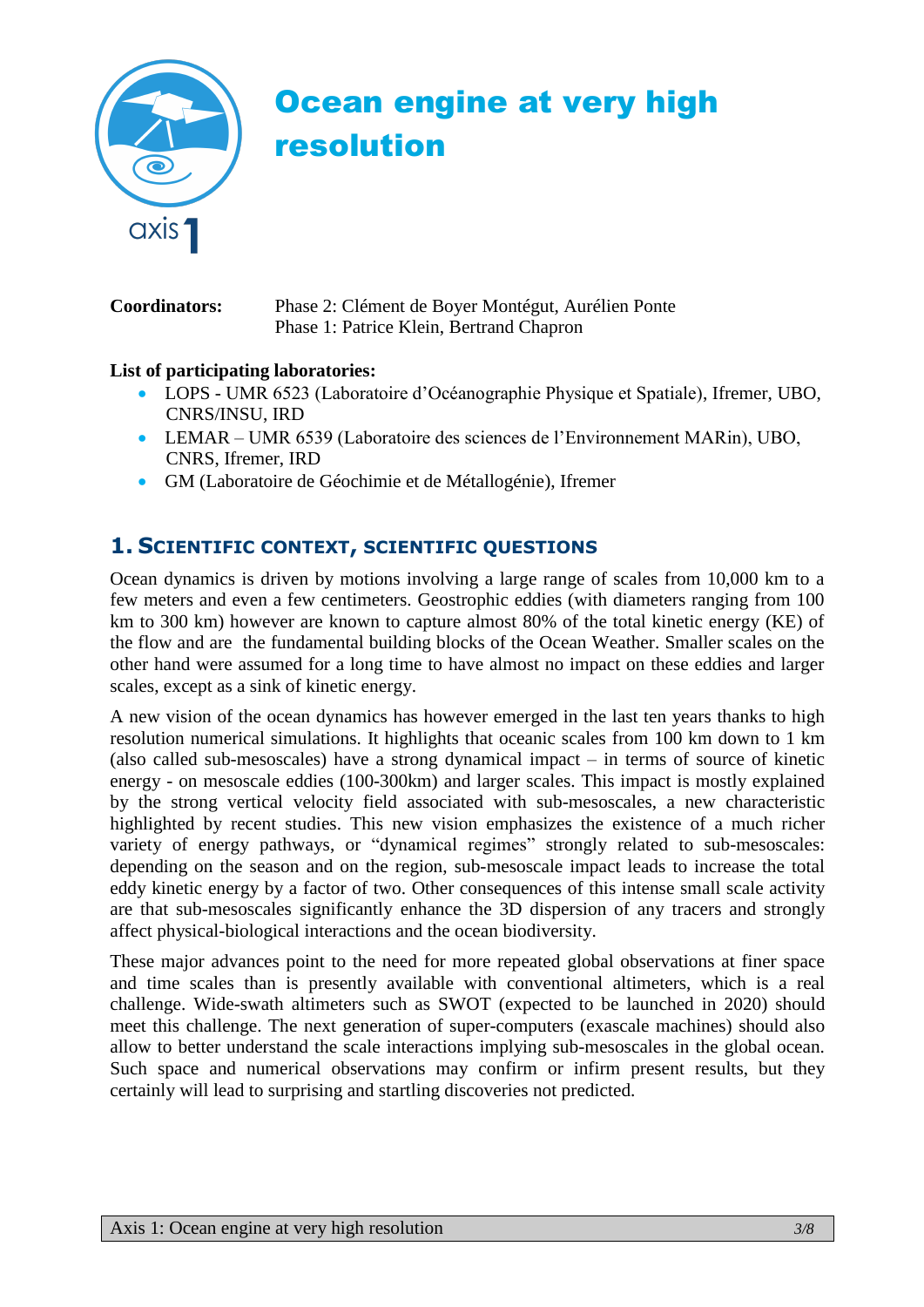# Ocean engine at very high resolution

axis 1

**Coordinators:** Phase 2: Clément de Boyer Montégut, Aurélien Ponte
Phase 1: Patrice Klein, Bertrand Chapron

**List of participating laboratories:**

- LOPS - UMR 6523 (Laboratoire d'Océanographie Physique et Spatiale), Ifremer, UBO, CNRS/INSU, IRD
- LEMAR – UMR 6539 (Laboratoire des sciences de l'Environnement MARin), UBO, CNRS, Ifremer, IRD
- GM (Laboratoire de Géochimie et de Métallogénie), Ifremer

## 1. Scientific context, scientific questions

Ocean dynamics is driven by motions involving a large range of scales from 10,000 km to a few meters and even a few centimeters. Geostrophic eddies (with diameters ranging from 100 km to 300 km) however are known to capture almost 80% of the total kinetic energy (KE) of the flow and are the fundamental building blocks of the Ocean Weather. Smaller scales on the other hand were assumed for a long time to have almost no impact on these eddies and larger scales, except as a sink of kinetic energy.

A new vision of the ocean dynamics has however emerged in the last ten years thanks to high resolution numerical simulations. It highlights that oceanic scales from 100 km down to 1 km (also called sub-mesoscales) have a strong dynamical impact – in terms of source of kinetic energy - on mesoscale eddies (100-300km) and larger scales. This impact is mostly explained by the strong vertical velocity field associated with sub-mesoscales, a new characteristic highlighted by recent studies. This new vision emphasizes the existence of a much richer variety of energy pathways, or "dynamical regimes" strongly related to sub-mesoscales: depending on the season and on the region, sub-mesoscale impact leads to increase the total eddy kinetic energy by a factor of two. Other consequences of this intense small scale activity are that sub-mesoscales significantly enhance the 3D dispersion of any tracers and strongly affect physical-biological interactions and the ocean biodiversity.

These major advances point to the need for more repeated global observations at finer space and time scales than is presently available with conventional altimeters, which is a real challenge. Wide-swath altimeters such as SWOT (expected to be launched in 2020) should meet this challenge. The next generation of super-computers (exascale machines) should also allow to better understand the scale interactions implying sub-mesoscales in the global ocean. Such space and numerical observations may confirm or infirm present results, but they certainly will lead to surprising and startling discoveries not predicted.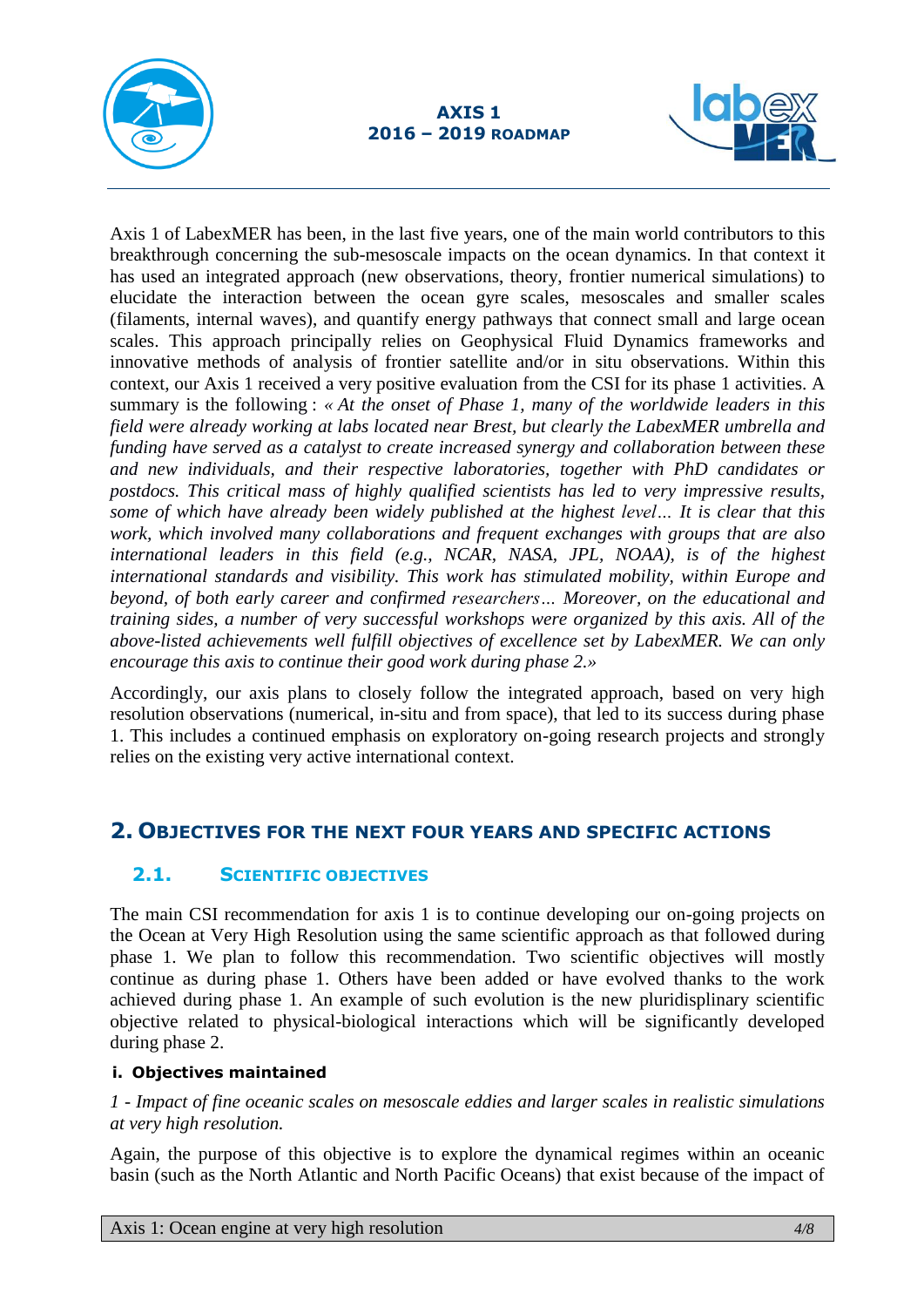Axis 1 of LabexMER has been, in the last five years, one of the main world contributors to this breakthrough concerning the sub-mesoscale impacts on the ocean dynamics. In that context it has used an integrated approach (new observations, theory, frontier numerical simulations) to elucidate the interaction between the ocean gyre scales, mesoscales and smaller scales (filaments, internal waves), and quantify energy pathways that connect small and large ocean scales. This approach principally relies on Geophysical Fluid Dynamics frameworks and innovative methods of analysis of frontier satellite and/or in situ observations. Within this context, our Axis 1 received a very positive evaluation from the CSI for its phase 1 activities. A summary is the following : *« At the onset of Phase 1, many of the worldwide leaders in this field were already working at labs located near Brest, but clearly the LabexMER umbrella and funding have served as a catalyst to create increased synergy and collaboration between these and new individuals, and their respective laboratories, together with PhD candidates or postdocs. This critical mass of highly qualified scientists has led to very impressive results, some of which have already been widely published at the highest level… It is clear that this work, which involved many collaborations and frequent exchanges with groups that are also international leaders in this field (e.g., NCAR, NASA, JPL, NOAA), is of the highest international standards and visibility. This work has stimulated mobility, within Europe and beyond, of both early career and confirmed researchers… Moreover, on the educational and training sides, a number of very successful workshops were organized by this axis. All of the above-listed achievements well fulfill objectives of excellence set by LabexMER. We can only encourage this axis to continue their good work during phase 2.»*

Accordingly, our axis plans to closely follow the integrated approach, based on very high resolution observations (numerical, in-situ and from space), that led to its success during phase 1. This includes a continued emphasis on exploratory on-going research projects and strongly relies on the existing very active international context.

## 2. Objectives for the next four years and specific actions

### 2.1. Scientific objectives

The main CSI recommendation for axis 1 is to continue developing our on-going projects on the Ocean at Very High Resolution using the same scientific approach as that followed during phase 1. We plan to follow this recommendation. Two scientific objectives will mostly continue as during phase 1. Others have been added or have evolved thanks to the work achieved during phase 1. An example of such evolution is the new pluridisplinary scientific objective related to physical-biological interactions which will be significantly developed during phase 2.

#### i. Objectives maintained

*1 - Impact of fine oceanic scales on mesoscale eddies and larger scales in realistic simulations at very high resolution.*

Again, the purpose of this objective is to explore the dynamical regimes within an oceanic basin (such as the North Atlantic and North Pacific Oceans) that exist because of the impact of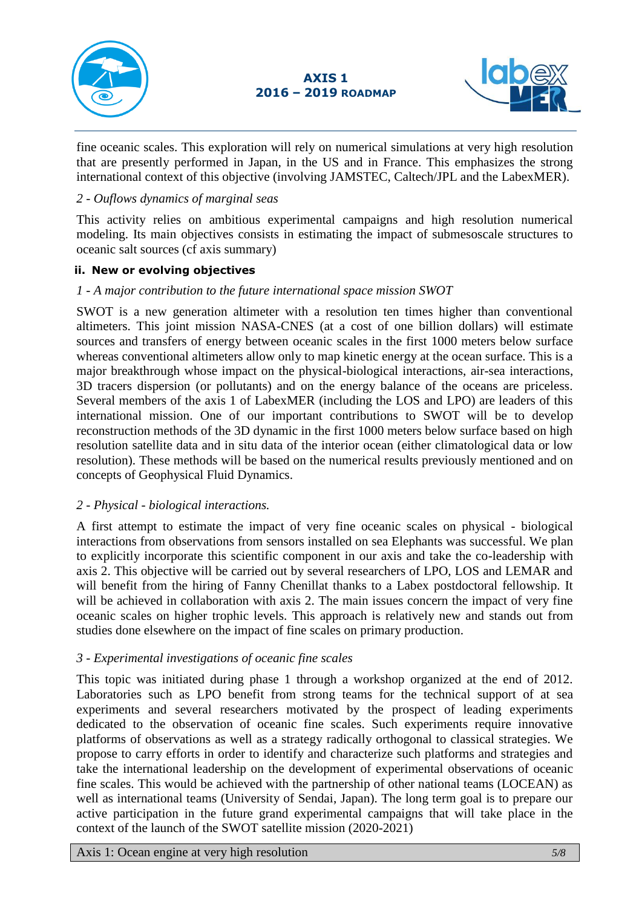fine oceanic scales. This exploration will rely on numerical simulations at very high resolution that are presently performed in Japan, in the US and in France. This emphasizes the strong international context of this objective (involving JAMSTEC, Caltech/JPL and the LabexMER).

*2 - Ouflows dynamics of marginal seas*

This activity relies on ambitious experimental campaigns and high resolution numerical modeling. Its main objectives consists in estimating the impact of submesoscale structures to oceanic salt sources (cf axis summary)

**ii. New or evolving objectives**

*1 - A major contribution to the future international space mission SWOT*

SWOT is a new generation altimeter with a resolution ten times higher than conventional altimeters. This joint mission NASA-CNES (at a cost of one billion dollars) will estimate sources and transfers of energy between oceanic scales in the first 1000 meters below surface whereas conventional altimeters allow only to map kinetic energy at the ocean surface. This is a major breakthrough whose impact on the physical-biological interactions, air-sea interactions, 3D tracers dispersion (or pollutants) and on the energy balance of the oceans are priceless. Several members of the axis 1 of LabexMER (including the LOS and LPO) are leaders of this international mission. One of our important contributions to SWOT will be to develop reconstruction methods of the 3D dynamic in the first 1000 meters below surface based on high resolution satellite data and in situ data of the interior ocean (either climatological data or low resolution). These methods will be based on the numerical results previously mentioned and on concepts of Geophysical Fluid Dynamics.

*2 - Physical - biological interactions.*

A first attempt to estimate the impact of very fine oceanic scales on physical - biological interactions from observations from sensors installed on sea Elephants was successful. We plan to explicitly incorporate this scientific component in our axis and take the co-leadership with axis 2. This objective will be carried out by several researchers of LPO, LOS and LEMAR and will benefit from the hiring of Fanny Chenillat thanks to a Labex postdoctoral fellowship. It will be achieved in collaboration with axis 2. The main issues concern the impact of very fine oceanic scales on higher trophic levels. This approach is relatively new and stands out from studies done elsewhere on the impact of fine scales on primary production.

*3 - Experimental investigations of oceanic fine scales*

This topic was initiated during phase 1 through a workshop organized at the end of 2012. Laboratories such as LPO benefit from strong teams for the technical support of at sea experiments and several researchers motivated by the prospect of leading experiments dedicated to the observation of oceanic fine scales. Such experiments require innovative platforms of observations as well as a strategy radically orthogonal to classical strategies. We propose to carry efforts in order to identify and characterize such platforms and strategies and take the international leadership on the development of experimental observations of oceanic fine scales. This would be achieved with the partnership of other national teams (LOCEAN) as well as international teams (University of Sendai, Japan). The long term goal is to prepare our active participation in the future grand experimental campaigns that will take place in the context of the launch of the SWOT satellite mission (2020-2021)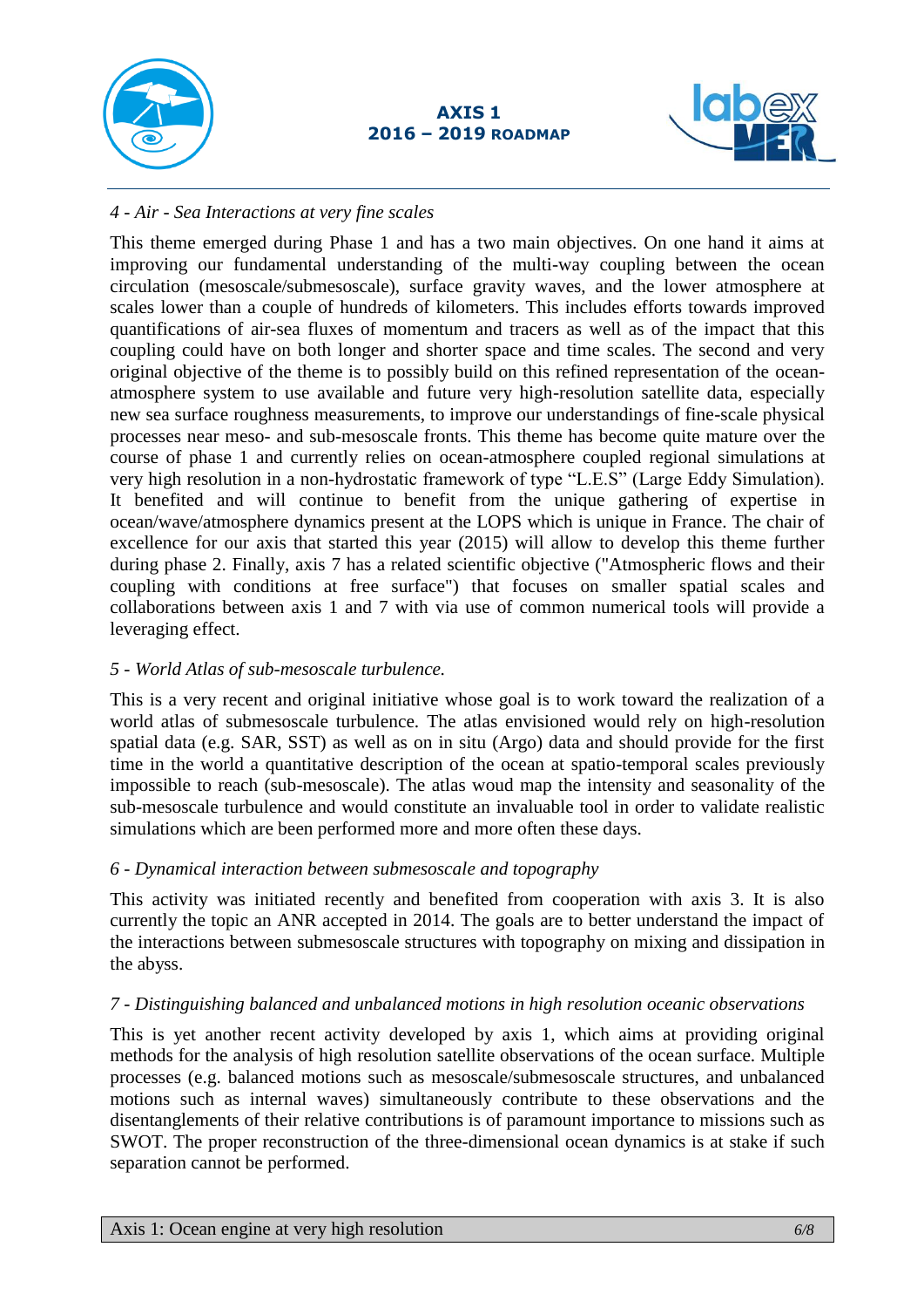*4 - Air - Sea Interactions at very fine scales*

This theme emerged during Phase 1 and has a two main objectives. On one hand it aims at improving our fundamental understanding of the multi-way coupling between the ocean circulation (mesoscale/submesoscale), surface gravity waves, and the lower atmosphere at scales lower than a couple of hundreds of kilometers. This includes efforts towards improved quantifications of air-sea fluxes of momentum and tracers as well as of the impact that this coupling could have on both longer and shorter space and time scales. The second and very original objective of the theme is to possibly build on this refined representation of the ocean-atmosphere system to use available and future very high-resolution satellite data, especially new sea surface roughness measurements, to improve our understandings of fine-scale physical processes near meso- and sub-mesoscale fronts. This theme has become quite mature over the course of phase 1 and currently relies on ocean-atmosphere coupled regional simulations at very high resolution in a non-hydrostatic framework of type "L.E.S" (Large Eddy Simulation). It benefited and will continue to benefit from the unique gathering of expertise in ocean/wave/atmosphere dynamics present at the LOPS which is unique in France. The chair of excellence for our axis that started this year (2015) will allow to develop this theme further during phase 2. Finally, axis 7 has a related scientific objective ("Atmospheric flows and their coupling with conditions at free surface") that focuses on smaller spatial scales and collaborations between axis 1 and 7 with via use of common numerical tools will provide a leveraging effect.

*5 - World Atlas of sub-mesoscale turbulence.*

This is a very recent and original initiative whose goal is to work toward the realization of a world atlas of submesoscale turbulence. The atlas envisioned would rely on high-resolution spatial data (e.g. SAR, SST) as well as on in situ (Argo) data and should provide for the first time in the world a quantitative description of the ocean at spatio-temporal scales previously impossible to reach (sub-mesoscale). The atlas woud map the intensity and seasonality of the sub-mesoscale turbulence and would constitute an invaluable tool in order to validate realistic simulations which are been performed more and more often these days.

*6 - Dynamical interaction between submesoscale and topography*

This activity was initiated recently and benefited from cooperation with axis 3. It is also currently the topic an ANR accepted in 2014. The goals are to better understand the impact of the interactions between submesoscale structures with topography on mixing and dissipation in the abyss.

*7 - Distinguishing balanced and unbalanced motions in high resolution oceanic observations*

This is yet another recent activity developed by axis 1, which aims at providing original methods for the analysis of high resolution satellite observations of the ocean surface. Multiple processes (e.g. balanced motions such as mesoscale/submesoscale structures, and unbalanced motions such as internal waves) simultaneously contribute to these observations and the disentanglements of their relative contributions is of paramount importance to missions such as SWOT. The proper reconstruction of the three-dimensional ocean dynamics is at stake if such separation cannot be performed.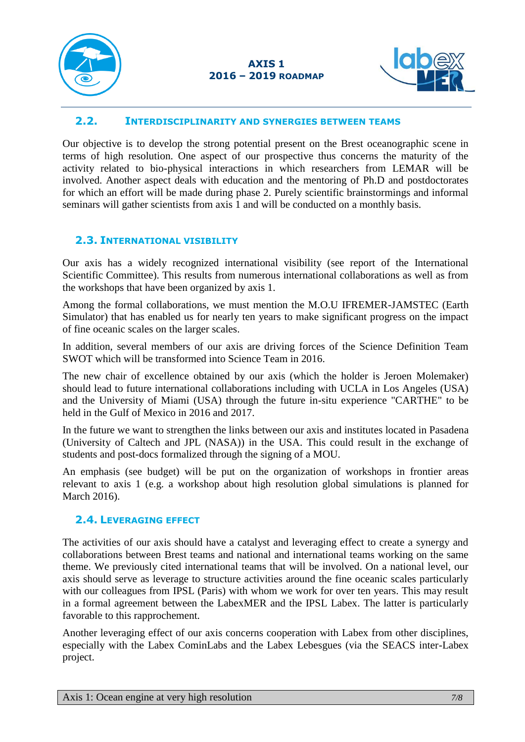## 2.2. Interdisciplinarity and synergies between teams

Our objective is to develop the strong potential present on the Brest oceanographic scene in terms of high resolution. One aspect of our prospective thus concerns the maturity of the activity related to bio-physical interactions in which researchers from LEMAR will be involved. Another aspect deals with education and the mentoring of Ph.D and postdoctorates for which an effort will be made during phase 2. Purely scientific brainstormings and informal seminars will gather scientists from axis 1 and will be conducted on a monthly basis.

## 2.3. International visibility

Our axis has a widely recognized international visibility (see report of the International Scientific Committee). This results from numerous international collaborations as well as from the workshops that have been organized by axis 1.

Among the formal collaborations, we must mention the M.O.U IFREMER-JAMSTEC (Earth Simulator) that has enabled us for nearly ten years to make significant progress on the impact of fine oceanic scales on the larger scales.

In addition, several members of our axis are driving forces of the Science Definition Team SWOT which will be transformed into Science Team in 2016.

The new chair of excellence obtained by our axis (which the holder is Jeroen Molemaker) should lead to future international collaborations including with UCLA in Los Angeles (USA) and the University of Miami (USA) through the future in-situ experience "CARTHE" to be held in the Gulf of Mexico in 2016 and 2017.

In the future we want to strengthen the links between our axis and institutes located in Pasadena (University of Caltech and JPL (NASA)) in the USA. This could result in the exchange of students and post-docs formalized through the signing of a MOU.

An emphasis (see budget) will be put on the organization of workshops in frontier areas relevant to axis 1 (e.g. a workshop about high resolution global simulations is planned for March 2016).

## 2.4. Leveraging effect

The activities of our axis should have a catalyst and leveraging effect to create a synergy and collaborations between Brest teams and national and international teams working on the same theme. We previously cited international teams that will be involved. On a national level, our axis should serve as leverage to structure activities around the fine oceanic scales particularly with our colleagues from IPSL (Paris) with whom we work for over ten years. This may result in a formal agreement between the LabexMER and the IPSL Labex. The latter is particularly favorable to this rapprochement.

Another leveraging effect of our axis concerns cooperation with Labex from other disciplines, especially with the Labex CominLabs and the Labex Lebesgues (via the SEACS inter-Labex project.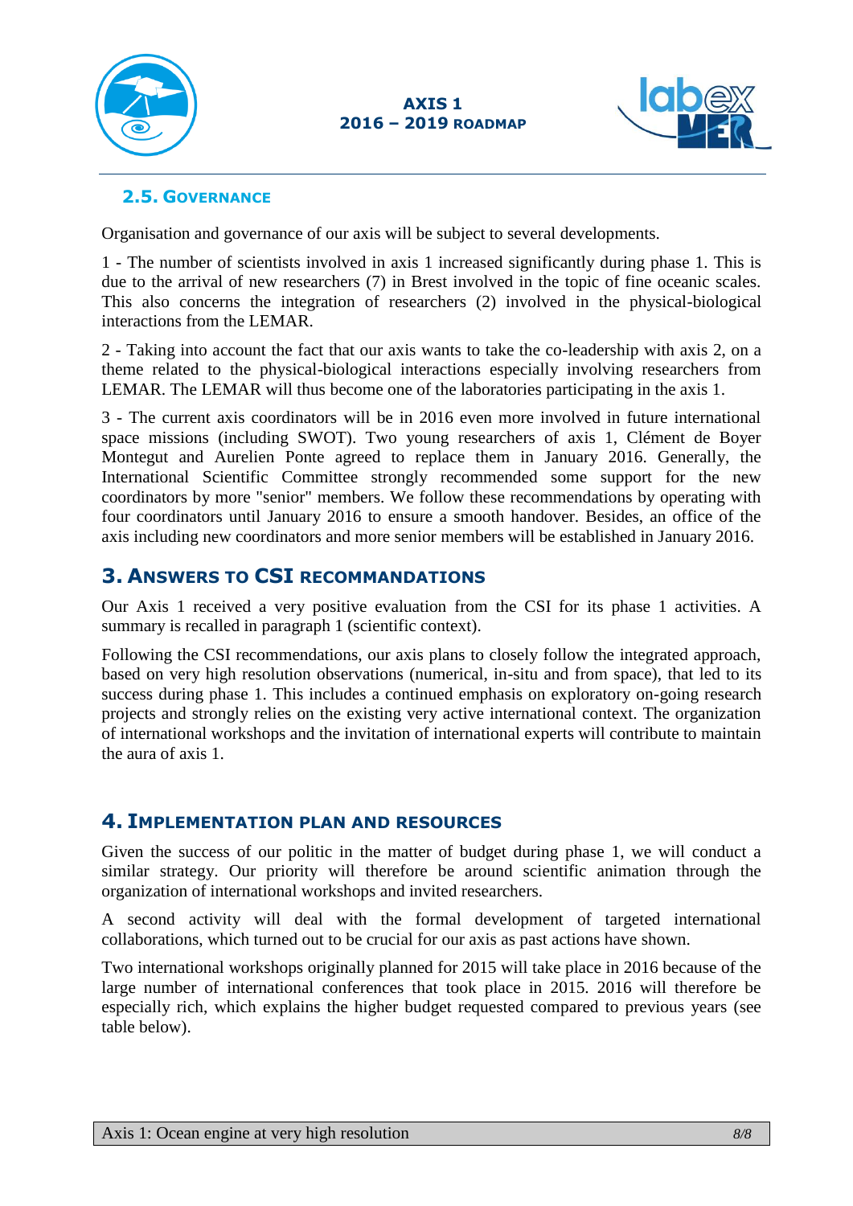### 2.5. Governance

Organisation and governance of our axis will be subject to several developments.

1 - The number of scientists involved in axis 1 increased significantly during phase 1. This is due to the arrival of new researchers (7) in Brest involved in the topic of fine oceanic scales. This also concerns the integration of researchers (2) involved in the physical-biological interactions from the LEMAR.

2 - Taking into account the fact that our axis wants to take the co-leadership with axis 2, on a theme related to the physical-biological interactions especially involving researchers from LEMAR. The LEMAR will thus become one of the laboratories participating in the axis 1.

3 - The current axis coordinators will be in 2016 even more involved in future international space missions (including SWOT). Two young researchers of axis 1, Clément de Boyer Montegut and Aurelien Ponte agreed to replace them in January 2016. Generally, the International Scientific Committee strongly recommended some support for the new coordinators by more "senior" members. We follow these recommendations by operating with four coordinators until January 2016 to ensure a smooth handover. Besides, an office of the axis including new coordinators and more senior members will be established in January 2016.

## 3. Answers to CSI recommandations

Our Axis 1 received a very positive evaluation from the CSI for its phase 1 activities. A summary is recalled in paragraph 1 (scientific context).

Following the CSI recommendations, our axis plans to closely follow the integrated approach, based on very high resolution observations (numerical, in-situ and from space), that led to its success during phase 1. This includes a continued emphasis on exploratory on-going research projects and strongly relies on the existing very active international context. The organization of international workshops and the invitation of international experts will contribute to maintain the aura of axis 1.

## 4. Implementation plan and resources

Given the success of our politic in the matter of budget during phase 1, we will conduct a similar strategy. Our priority will therefore be around scientific animation through the organization of international workshops and invited researchers.

A second activity will deal with the formal development of targeted international collaborations, which turned out to be crucial for our axis as past actions have shown.

Two international workshops originally planned for 2015 will take place in 2016 because of the large number of international conferences that took place in 2015. 2016 will therefore be especially rich, which explains the higher budget requested compared to previous years (see table below).